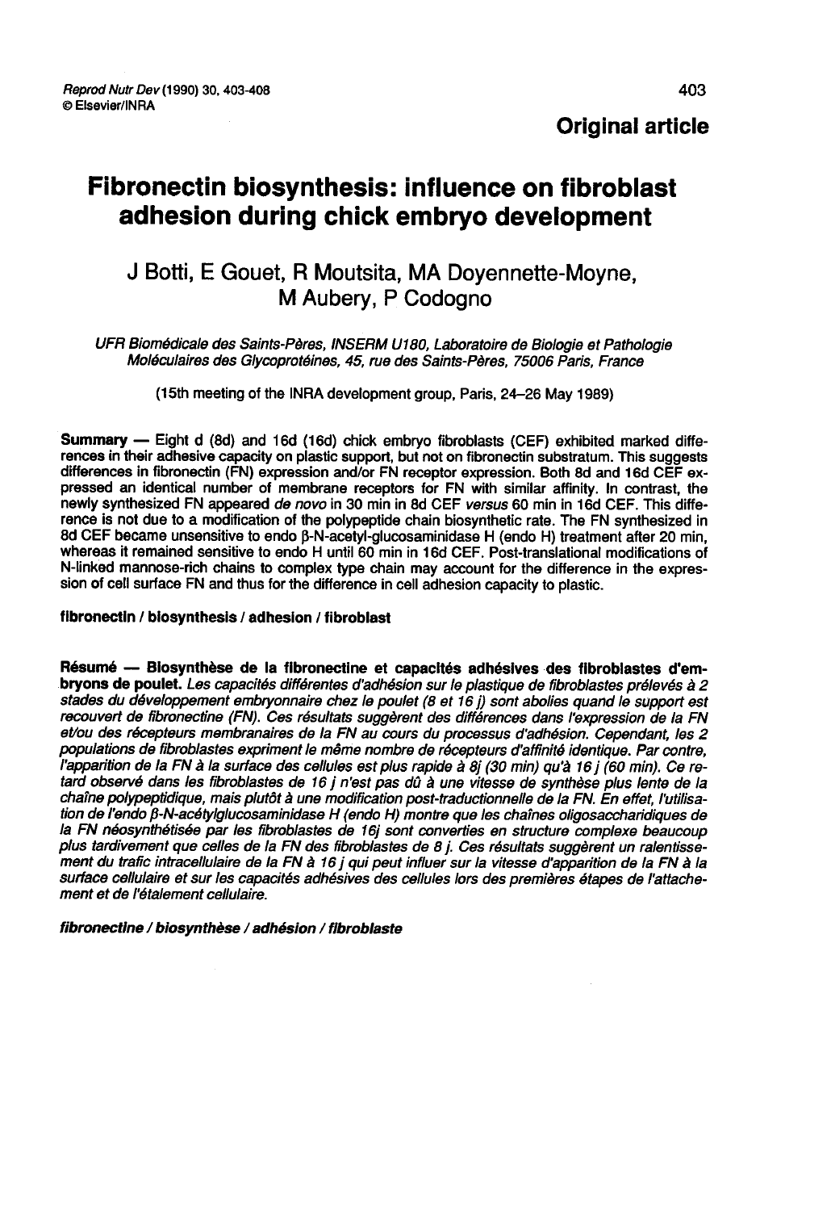Original article

# Fibronectin biosynthesis: influence on fibroblast adhesion during chick embryo development

J Botti, E Gouet, R Moutsita, MA Doyennette-Moyne, M Aubery, P Codogno

*UFR Biomédicale des Saints-Pères, INSERM U180, Laboratoire de Biologie et Pathologie Moléculaires des Glycoprotéines, 45, rue des Saints-Pères, 75006 Paris, France*

(15th meeting of the INRA development group, Paris, 24–26 May 1989)

**Summary** — Eight d (8d) and 16d (16d) chick embryo fibroblasts (CEF) exhibited marked differences in their adhesive capacity on plastic support, but not on fibronectin substratum. This suggests differences in fibronectin (FN) expression and/or FN receptor expression. Both 8d and 16d CEF expressed an identical number of membrane receptors for FN with similar affinity. In contrast, the newly synthesized FN appeared *de novo* in 30 min in 8d CEF *versus* 60 min in 16d CEF. This difference is not due to a modification of the polypeptide chain biosynthetic rate. The FN synthesized in 8d CEF became unsensitive to endo β-N-acetyl-glucosaminidase H (endo H) treatment after 20 min, whereas it remained sensitive to endo H until 60 min in 16d CEF. Post-translational modifications of N-linked mannose-rich chains to complex type chain may account for the difference in the expression of cell surface FN and thus for the difference in cell adhesion capacity to plastic.

**fibronectin / biosynthesis / adhesion / fibroblast**

**Résumé — Biosynthèse de la fibronectine et capacités adhésives des fibroblastes d'embryons de poulet.** *Les capacités différentes d'adhésion sur le plastique de fibroblastes prélevés à 2 stades du développement embryonnaire chez le poulet (8 et 16 j) sont abolies quand le support est recouvert de fibronectine (FN). Ces résultats suggèrent des différences dans l'expression de la FN et/ou des récepteurs membranaires de la FN au cours du processus d'adhésion. Cependant, les 2 populations de fibroblastes expriment le même nombre de récepteurs d'affinité identique. Par contre, l'apparition de la FN à la surface des cellules est plus rapide à 8j (30 min) qu'à 16 j (60 min). Ce retard observé dans les fibroblastes de 16 j n'est pas dû à une vitesse de synthèse plus lente de la chaîne polypeptidique, mais plutôt à une modification post-traductionnelle de la FN. En effet, l'utilisation de l'endo β-N-acétylglucosaminidase H (endo H) montre que les chaînes oligosaccharidiques de la FN néosynthétisée par les fibroblastes de 16j sont converties en structure complexe beaucoup plus tardivement que celles de la FN des fibroblastes de 8 j. Ces résultats suggèrent un ralentissement du trafic intracellulaire de la FN à 16 j qui peut influer sur la vitesse d'apparition de la FN à la surface cellulaire et sur les capacités adhésives des cellules lors des premières étapes de l'attachement et de l'étalement cellulaire.*

***fibronectine / biosynthèse / adhésion / fibroblaste***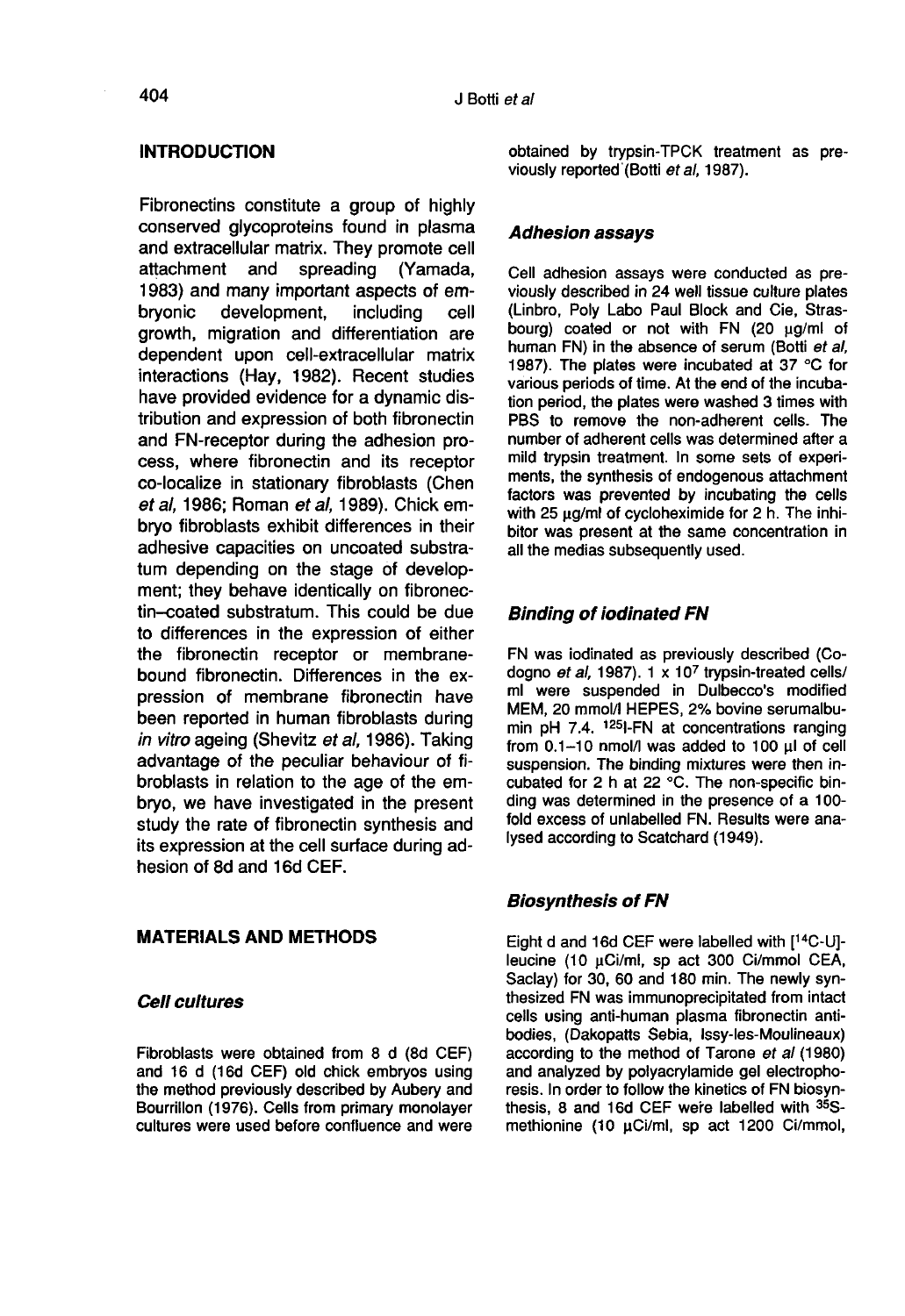## INTRODUCTION

Fibronectins constitute a group of highly conserved glycoproteins found in plasma and extracellular matrix. They promote cell attachment and spreading (Yamada, 1983) and many important aspects of embryonic development, including cell growth, migration and differentiation are dependent upon cell-extracellular matrix interactions (Hay, 1982). Recent studies have provided evidence for a dynamic distribution and expression of both fibronectin and FN-receptor during the adhesion process, where fibronectin and its receptor co-localize in stationary fibroblasts (Chen *et al*, 1986; Roman *et al*, 1989). Chick embryo fibroblasts exhibit differences in their adhesive capacities on uncoated substratum depending on the stage of development; they behave identically on fibronectin–coated substratum. This could be due to differences in the expression of either the fibronectin receptor or membrane-bound fibronectin. Differences in the expression of membrane fibronectin have been reported in human fibroblasts during *in vitro* ageing (Shevitz *et al*, 1986). Taking advantage of the peculiar behaviour of fibroblasts in relation to the age of the embryo, we have investigated in the present study the rate of fibronectin synthesis and its expression at the cell surface during adhesion of 8d and 16d CEF.

## MATERIALS AND METHODS

### *Cell cultures*

Fibroblasts were obtained from 8 d (8d CEF) and 16 d (16d CEF) old chick embryos using the method previously described by Aubery and Bourrillon (1976). Cells from primary monolayer cultures were used before confluence and were obtained by trypsin-TPCK treatment as previously reported (Botti *et al*, 1987).

### *Adhesion assays*

Cell adhesion assays were conducted as previously described in 24 well tissue culture plates (Linbro, Poly Labo Paul Block and Cie, Strasbourg) coated or not with FN (20 µg/ml of human FN) in the absence of serum (Botti *et al*, 1987). The plates were incubated at 37 °C for various periods of time. At the end of the incubation period, the plates were washed 3 times with PBS to remove the non-adherent cells. The number of adherent cells was determined after a mild trypsin treatment. In some sets of experiments, the synthesis of endogenous attachment factors was prevented by incubating the cells with 25 µg/ml of cycloheximide for 2 h. The inhibitor was present at the same concentration in all the medias subsequently used.

### *Binding of iodinated FN*

FN was iodinated as previously described (Codogno *et al*, 1987). $1 \times 10^7$ trypsin-treated cells/ml were suspended in Dulbecco's modified MEM, 20 mmol/l HEPES, 2% bovine serumalbumin pH 7.4. $^{125}$I-FN at concentrations ranging from 0.1–10 nmol/l was added to 100 µl of cell suspension. The binding mixtures were then incubated for 2 h at 22 °C. The non-specific binding was determined in the presence of a 100-fold excess of unlabelled FN. Results were analysed according to Scatchard (1949).

### *Biosynthesis of FN*

Eight d and 16d CEF were labelled with [$^{14}$C-U]-leucine (10 µCi/ml, sp act 300 Ci/mmol CEA, Saclay) for 30, 60 and 180 min. The newly synthesized FN was immunoprecipitated from intact cells using anti-human plasma fibronectin antibodies, (Dakopatts Sebia, Issy-les-Moulineaux) according to the method of Tarone *et al* (1980) and analyzed by polyacrylamide gel electrophoresis. In order to follow the kinetics of FN biosynthesis, 8 and 16d CEF were labelled with $^{35}$S-methionine (10 µCi/ml, sp act 1200 Ci/mmol,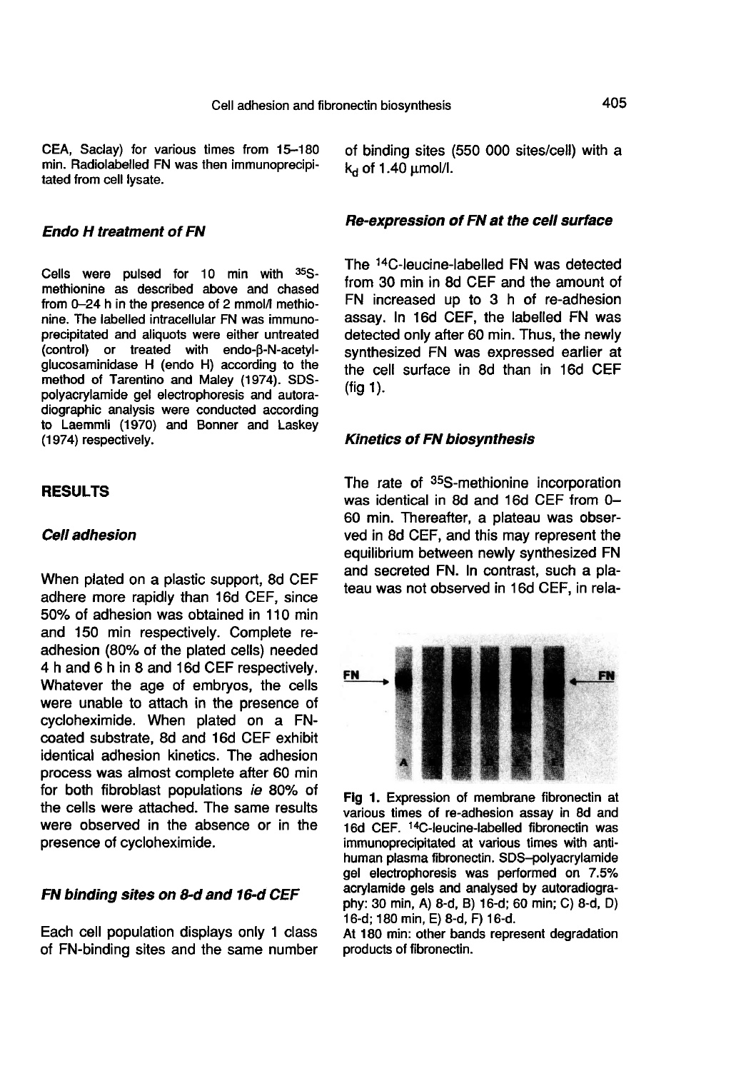CEA, Saclay) for various times from 15–180 min. Radiolabelled FN was then immunoprecipitated from cell lysate.

### *Endo H treatment of FN*

Cells were pulsed for 10 min with $^{35}$S-methionine as described above and chased from 0–24 h in the presence of 2 mmol/l methionine. The labelled intracellular FN was immunoprecipitated and aliquots were either untreated (control) or treated with endo-β-N-acetylglucosaminidase H (endo H) according to the method of Tarentino and Maley (1974). SDS-polyacrylamide gel electrophoresis and autoradiographic analysis were conducted according to Laemmli (1970) and Bonner and Laskey (1974) respectively.

## RESULTS

### *Cell adhesion*

When plated on a plastic support, 8d CEF adhere more rapidly than 16d CEF, since 50% of adhesion was obtained in 110 min and 150 min respectively. Complete re-adhesion (80% of the plated cells) needed 4 h and 6 h in 8 and 16d CEF respectively. Whatever the age of embryos, the cells were unable to attach in the presence of cycloheximide. When plated on a FN-coated substrate, 8d and 16d CEF exhibit identical adhesion kinetics. The adhesion process was almost complete after 60 min for both fibroblast populations *ie* 80% of the cells were attached. The same results were observed in the absence or in the presence of cycloheximide.

### *FN binding sites on 8-d and 16-d CEF*

Each cell population displays only 1 class of FN-binding sites and the same number of binding sites (550 000 sites/cell) with a $k_d$ of 1.40 μmol/l.

### *Re-expression of FN at the cell surface*

The $^{14}$C-leucine-labelled FN was detected from 30 min in 8d CEF and the amount of FN increased up to 3 h of re-adhesion assay. In 16d CEF, the labelled FN was detected only after 60 min. Thus, the newly synthesized FN was expressed earlier at the cell surface in 8d than in 16d CEF (fig 1).

### *Kinetics of FN biosynthesis*

The rate of $^{35}$S-methionine incorporation was identical in 8d and 16d CEF from 0–60 min. Thereafter, a plateau was observed in 8d CEF, and this may represent the equilibrium between newly synthesized FN and secreted FN. In contrast, such a plateau was not observed in 16d CEF, in rela-

**Fig 1.** Expression of membrane fibronectin at various times of re-adhesion assay in 8d and 16d CEF. $^{14}$C-leucine-labelled fibronectin was immunoprecipitated at various times with anti-human plasma fibronectin. SDS–polyacrylamide gel electrophoresis was performed on 7.5% acrylamide gels and analysed by autoradiography: 30 min, A) 8-d, B) 16-d; 60 min; C) 8-d, D) 16-d; 180 min, E) 8-d, F) 16-d.

At 180 min: other bands represent degradation products of fibronectin.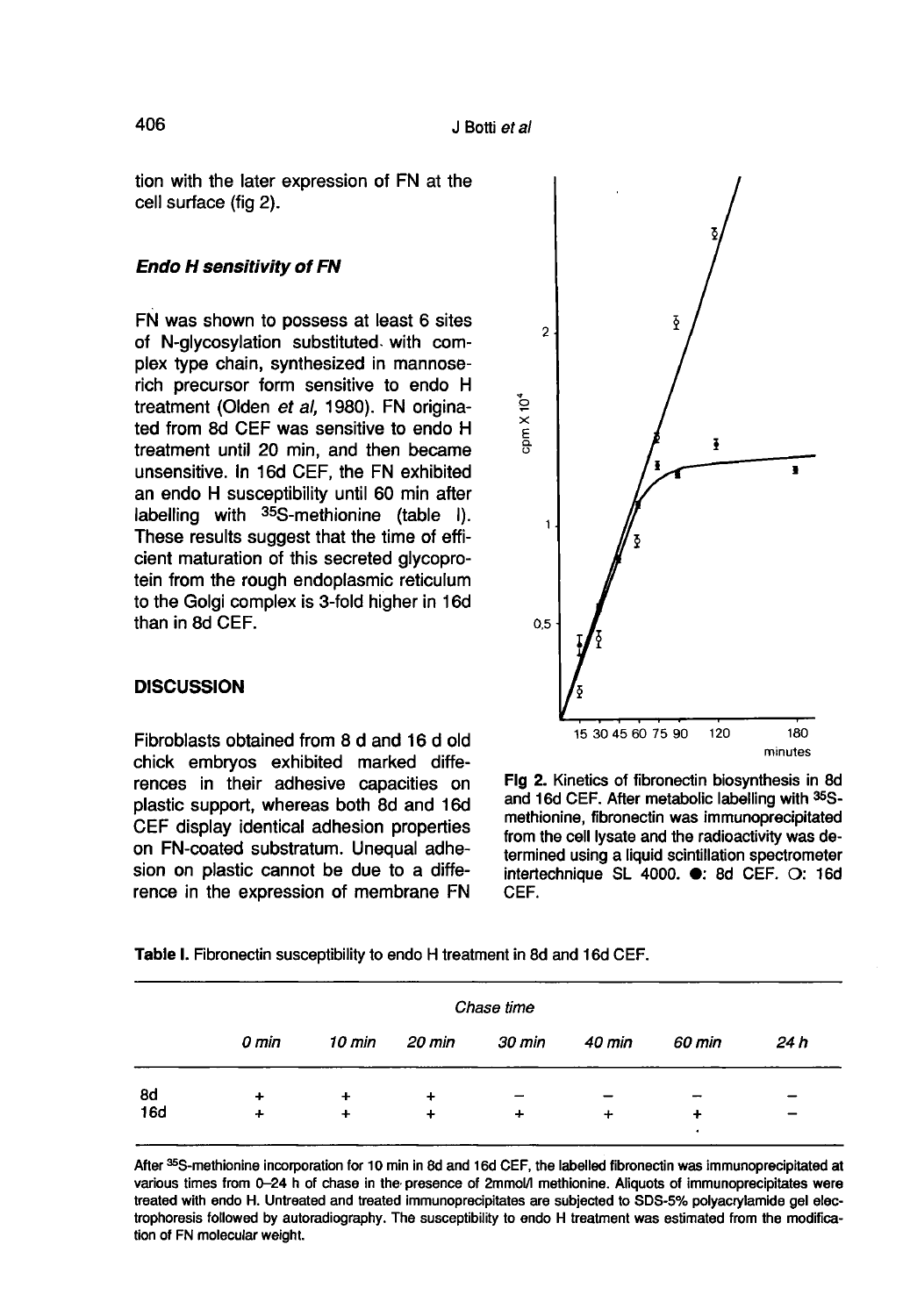tion with the later expression of FN at the cell surface (fig 2).

### *Endo H sensitivity of FN*

FN was shown to possess at least 6 sites of N-glycosylation substituted with complex type chain, synthesized in mannose-rich precursor form sensitive to endo H treatment (Olden *et al*, 1980). FN originated from 8d CEF was sensitive to endo H treatment until 20 min, and then became unsensitive. In 16d CEF, the FN exhibited an endo H susceptibility until 60 min after labelling with $^{35}$S-methionine (table I). These results suggest that the time of efficient maturation of this secreted glycoprotein from the rough endoplasmic reticulum to the Golgi complex is 3-fold higher in 16d than in 8d CEF.

## DISCUSSION

Fibroblasts obtained from 8 d and 16 d old chick embryos exhibited marked differences in their adhesive capacities on plastic support, whereas both 8d and 16d CEF display identical adhesion properties on FN-coated substratum. Unequal adhesion on plastic cannot be due to a difference in the expression of membrane FN

**Fig 2.** Kinetics of fibronectin biosynthesis in 8d and 16d CEF. After metabolic labelling with $^{35}$S-methionine, fibronectin was immunoprecipitated from the cell lysate and the radioactivity was determined using a liquid scintillation spectrometer intertechnique SL 4000. ●: 8d CEF. ○: 16d CEF.

**Table I.** Fibronectin susceptibility to endo H treatment in 8d and 16d CEF.

| | *Chase time* | | | | | | |
|---|---|---|---|---|---|---|---|
| | *0 min* | *10 min* | *20 min* | *30 min* | *40 min* | *60 min* | *24 h* |
| 8d | + | + | + | – | – | – | – |
| 16d | + | + | + | + | + | + | – |

After $^{35}$S-methionine incorporation for 10 min in 8d and 16d CEF, the labelled fibronectin was immunoprecipitated at various times from 0–24 h of chase in the presence of 2mmol/l methionine. Aliquots of immunoprecipitates were treated with endo H. Untreated and treated immunoprecipitates are subjected to SDS-5% polyacrylamide gel electrophoresis followed by autoradiography. The susceptibility to endo H treatment was estimated from the modification of FN molecular weight.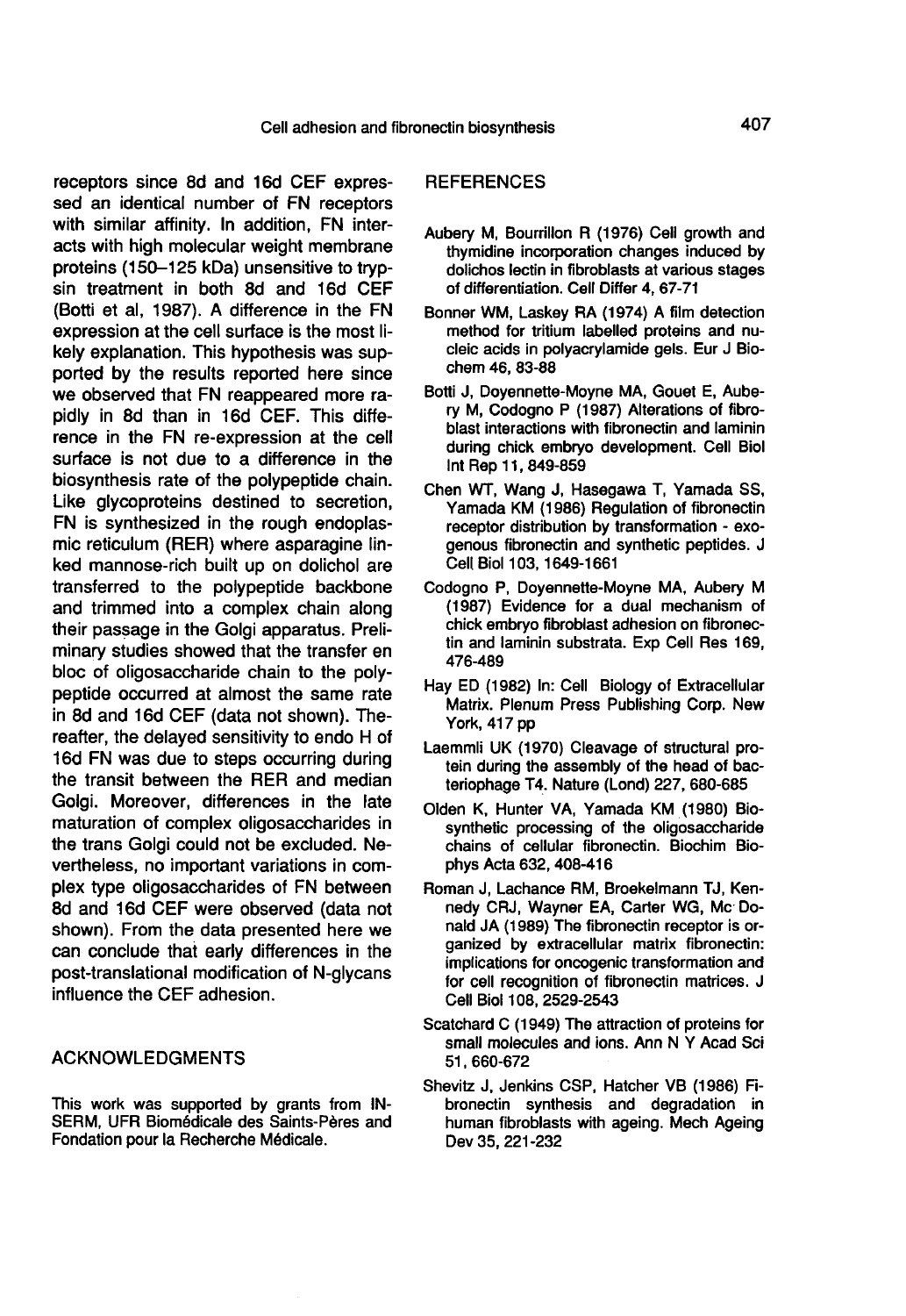receptors since 8d and 16d CEF expressed an identical number of FN receptors with similar affinity. In addition, FN interacts with high molecular weight membrane proteins (150–125 kDa) unsensitive to trypsin treatment in both 8d and 16d CEF (Botti et al, 1987). A difference in the FN expression at the cell surface is the most likely explanation. This hypothesis was supported by the results reported here since we observed that FN reappeared more rapidly in 8d than in 16d CEF. This difference in the FN re-expression at the cell surface is not due to a difference in the biosynthesis rate of the polypeptide chain. Like glycoproteins destined to secretion, FN is synthesized in the rough endoplasmic reticulum (RER) where asparagine linked mannose-rich built up on dolichol are transferred to the polypeptide backbone and trimmed into a complex chain along their passage in the Golgi apparatus. Preliminary studies showed that the transfer en bloc of oligosaccharide chain to the polypeptide occurred at almost the same rate in 8d and 16d CEF (data not shown). Thereafter, the delayed sensitivity to endo H of 16d FN was due to steps occurring during the transit between the RER and median Golgi. Moreover, differences in the late maturation of complex oligosaccharides in the trans Golgi could not be excluded. Nevertheless, no important variations in complex type oligosaccharides of FN between 8d and 16d CEF were observed (data not shown). From the data presented here we can conclude that early differences in the post-translational modification of N-glycans influence the CEF adhesion.

## ACKNOWLEDGMENTS

This work was supported by grants from INSERM, UFR Biomédicale des Saints-Pères and Fondation pour la Recherche Médicale.

## REFERENCES

Aubery M, Bourrillon R (1976) Cell growth and thymidine incorporation changes induced by dolichos lectin in fibroblasts at various stages of differentiation. Cell Differ 4, 67-71

Bonner WM, Laskey RA (1974) A film detection method for tritium labelled proteins and nucleic acids in polyacrylamide gels. Eur J Biochem 46, 83-88

Botti J, Doyennette-Moyne MA, Gouet E, Aubery M, Codogno P (1987) Alterations of fibroblast interactions with fibronectin and laminin during chick embryo development. Cell Biol Int Rep 11, 849-859

Chen WT, Wang J, Hasegawa T, Yamada SS, Yamada KM (1986) Regulation of fibronectin receptor distribution by transformation - exogenous fibronectin and synthetic peptides. J Cell Biol 103, 1649-1661

Codogno P, Doyennette-Moyne MA, Aubery M (1987) Evidence for a dual mechanism of chick embryo fibroblast adhesion on fibronectin and laminin substrata. Exp Cell Res 169, 476-489

Hay ED (1982) In: Cell Biology of Extracellular Matrix. Plenum Press Publishing Corp. New York, 417 pp

Laemmli UK (1970) Cleavage of structural protein during the assembly of the head of bacteriophage T4. Nature (Lond) 227, 680-685

Olden K, Hunter VA, Yamada KM (1980) Biosynthetic processing of the oligosaccharide chains of cellular fibronectin. Biochim Biophys Acta 632, 408-416

Roman J, Lachance RM, Broekelmann TJ, Kennedy CRJ, Wayner EA, Carter WG, Mc Donald JA (1989) The fibronectin receptor is organized by extracellular matrix fibronectin: implications for oncogenic transformation and for cell recognition of fibronectin matrices. J Cell Biol 108, 2529-2543

Scatchard C (1949) The attraction of proteins for small molecules and ions. Ann N Y Acad Sci 51, 660-672

Shevitz J, Jenkins CSP, Hatcher VB (1986) Fibronectin synthesis and degradation in human fibroblasts with ageing. Mech Ageing Dev 35, 221-232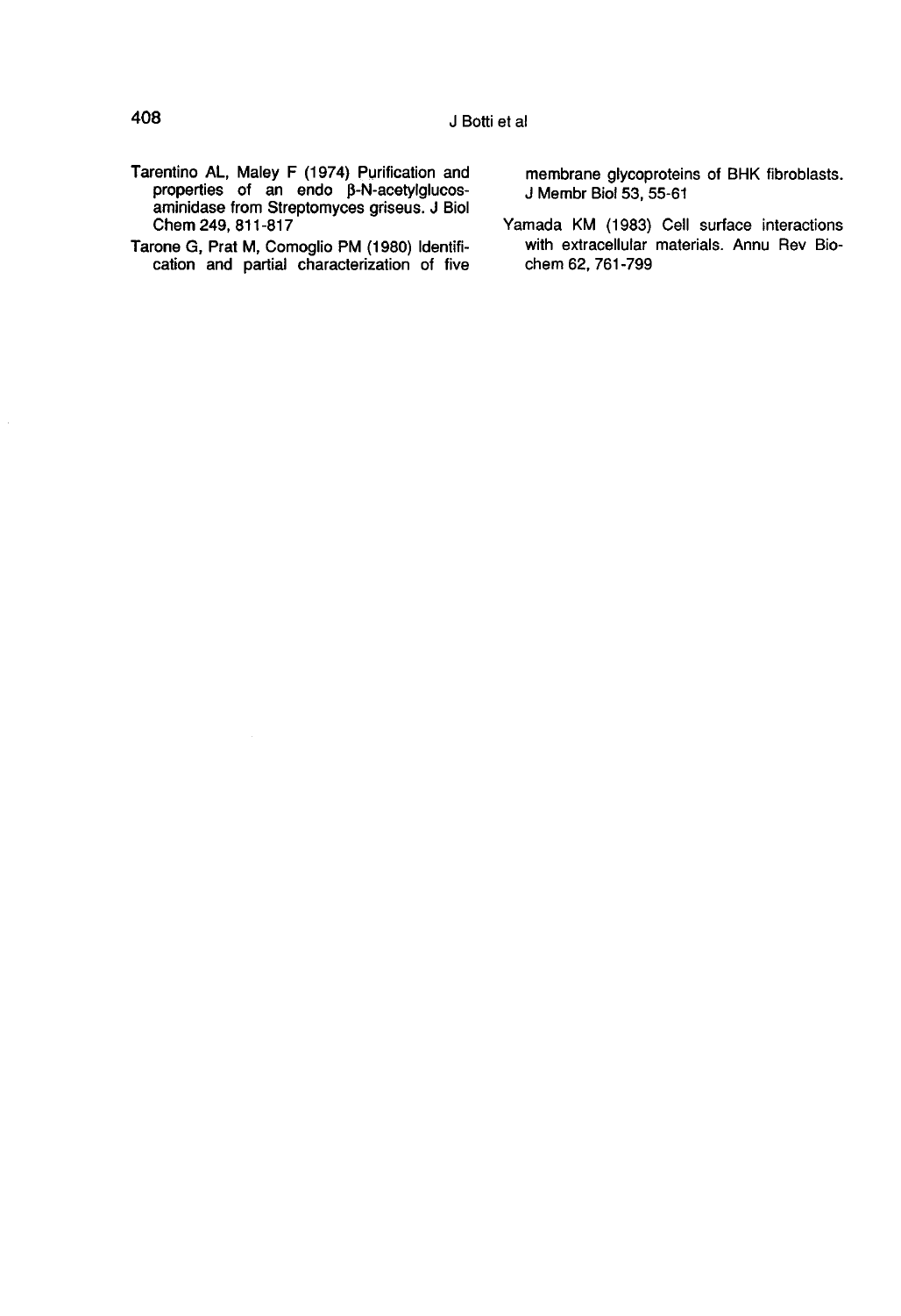Tarentino AL, Maley F (1974) Purification and properties of an endo β-N-acetylglucosaminidase from Streptomyces griseus. J Biol Chem 249, 811-817

Tarone G, Prat M, Comoglio PM (1980) Identification and partial characterization of five membrane glycoproteins of BHK fibroblasts. J Membr Biol 53, 55-61

Yamada KM (1983) Cell surface interactions with extracellular materials. Annu Rev Biochem 62, 761-799